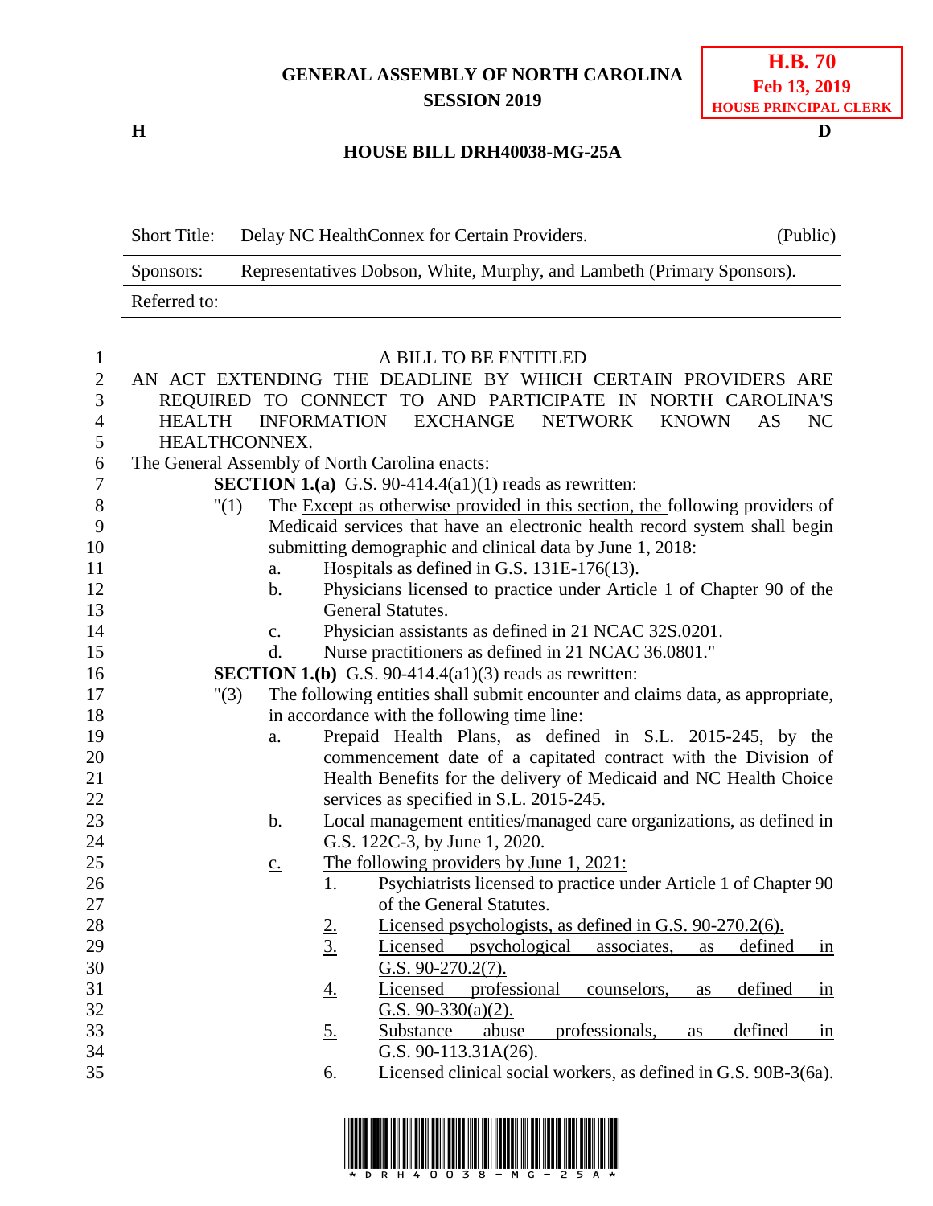**GENERAL ASSEMBLY OF NORTH CAROLINA**
**SESSION 2019**

**H.B. 70**
**Feb 13, 2019**
**HOUSE PRINCIPAL CLERK**

**H** **D**

# HOUSE BILL DRH40038-MG-25A

| Short Title: | Delay NC HealthConnex for Certain Providers. | (Public) |
|---|---|---|
| Sponsors: | Representatives Dobson, White, Murphy, and Lambeth (Primary Sponsors). | |
| Referred to: | | |

A BILL TO BE ENTITLED

AN ACT EXTENDING THE DEADLINE BY WHICH CERTAIN PROVIDERS ARE REQUIRED TO CONNECT TO AND PARTICIPATE IN NORTH CAROLINA'S HEALTH INFORMATION EXCHANGE NETWORK KNOWN AS NC HEALTHCONNEX.

The General Assembly of North Carolina enacts:

**SECTION 1.(a)** G.S. 90-414.4(a1)(1) reads as rewritten:

"(1) ~~The~~ Except as otherwise provided in this section, the following providers of Medicaid services that have an electronic health record system shall begin submitting demographic and clinical data by June 1, 2018:

a. Hospitals as defined in G.S. 131E-176(13).

b. Physicians licensed to practice under Article 1 of Chapter 90 of the General Statutes.

c. Physician assistants as defined in 21 NCAC 32S.0201.

d. Nurse practitioners as defined in 21 NCAC 36.0801."

**SECTION 1.(b)** G.S. 90-414.4(a1)(3) reads as rewritten:

"(3) The following entities shall submit encounter and claims data, as appropriate, in accordance with the following time line:

a. Prepaid Health Plans, as defined in S.L. 2015-245, by the commencement date of a capitated contract with the Division of Health Benefits for the delivery of Medicaid and NC Health Choice services as specified in S.L. 2015-245.

b. Local management entities/managed care organizations, as defined in G.S. 122C-3, by June 1, 2020.

c. The following providers by June 1, 2021:

1. Psychiatrists licensed to practice under Article 1 of Chapter 90 of the General Statutes.

2. Licensed psychologists, as defined in G.S. 90-270.2(6).

3. Licensed psychological associates, as defined in G.S. 90-270.2(7).

4. Licensed professional counselors, as defined in G.S. 90-330(a)(2).

5. Substance abuse professionals, as defined in G.S. 90-113.31A(26).

6. Licensed clinical social workers, as defined in G.S. 90B-3(6a).

\* D R H 4 0 0 3 8 - M G - 2 5 A \*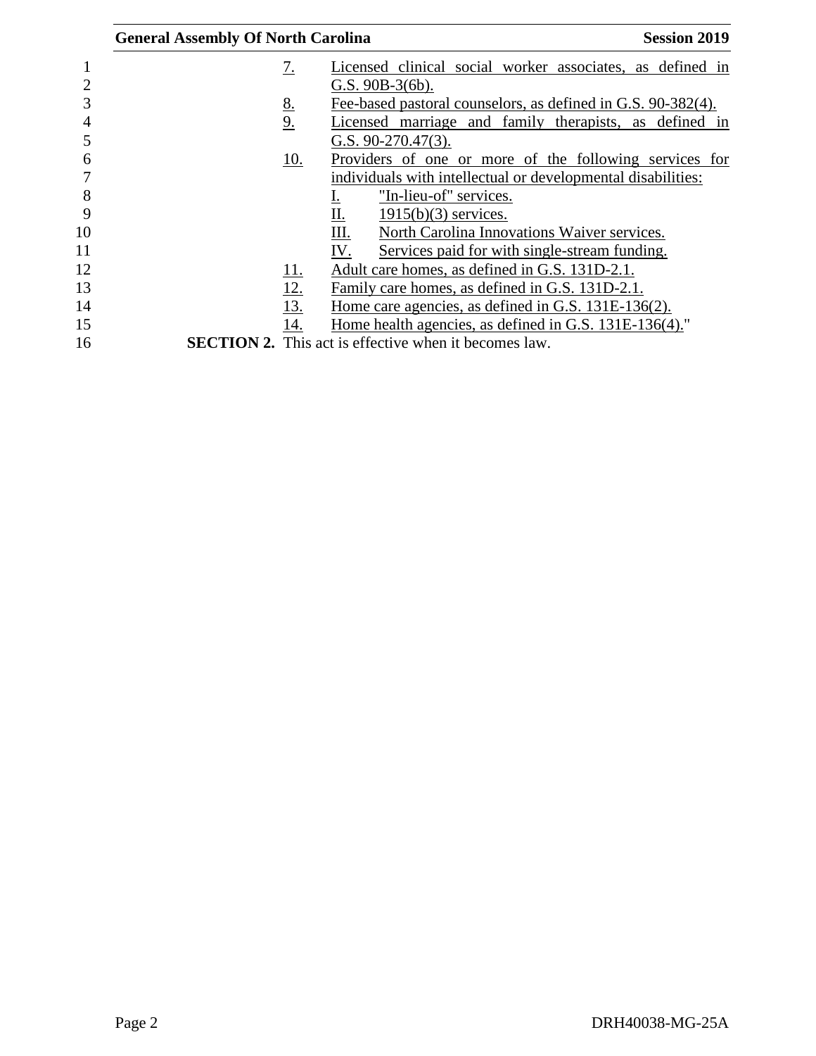7. Licensed clinical social worker associates, as defined in G.S. 90B-3(6b).
8. Fee-based pastoral counselors, as defined in G.S. 90-382(4).
9. Licensed marriage and family therapists, as defined in G.S. 90-270.47(3).
10. Providers of one or more of the following services for individuals with intellectual or developmental disabilities:
    I. "In-lieu-of" services.
    II. 1915(b)(3) services.
    III. North Carolina Innovations Waiver services.
    IV. Services paid for with single-stream funding.
11. Adult care homes, as defined in G.S. 131D-2.1.
12. Family care homes, as defined in G.S. 131D-2.1.
13. Home care agencies, as defined in G.S. 131E-136(2).
14. Home health agencies, as defined in G.S. 131E-136(4)."

**SECTION 2.** This act is effective when it becomes law.